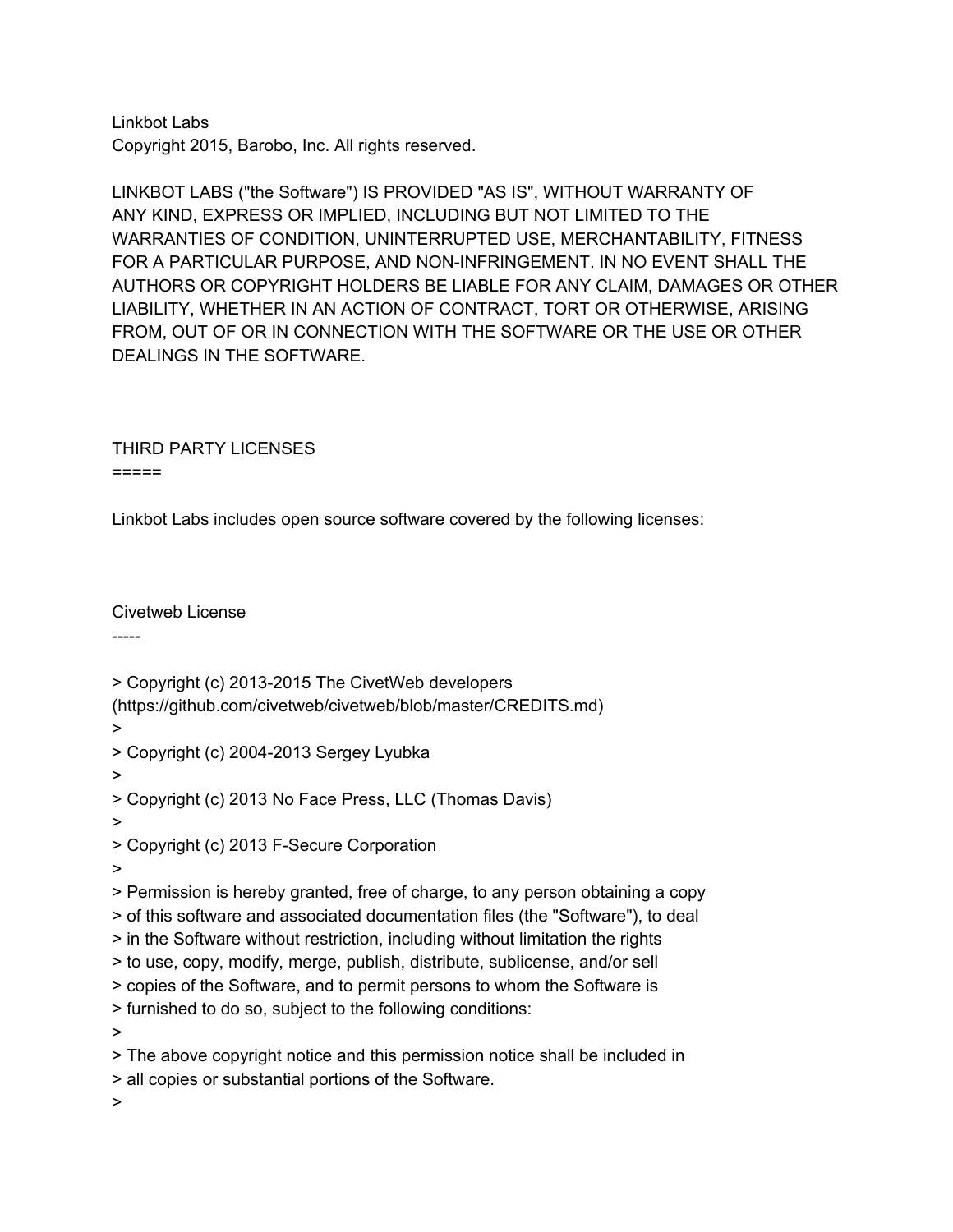Linkbot Labs
Copyright 2015, Barobo, Inc. All rights reserved.

LINKBOT LABS ("the Software") IS PROVIDED "AS IS", WITHOUT WARRANTY OF ANY KIND, EXPRESS OR IMPLIED, INCLUDING BUT NOT LIMITED TO THE WARRANTIES OF CONDITION, UNINTERRUPTED USE, MERCHANTABILITY, FITNESS FOR A PARTICULAR PURPOSE, AND NON-INFRINGEMENT. IN NO EVENT SHALL THE AUTHORS OR COPYRIGHT HOLDERS BE LIABLE FOR ANY CLAIM, DAMAGES OR OTHER LIABILITY, WHETHER IN AN ACTION OF CONTRACT, TORT OR OTHERWISE, ARISING FROM, OUT OF OR IN CONNECTION WITH THE SOFTWARE OR THE USE OR OTHER DEALINGS IN THE SOFTWARE.

# THIRD PARTY LICENSES

Linkbot Labs includes open source software covered by the following licenses:

## Civetweb License

> Copyright (c) 2013-2015 The CivetWeb developers (https://github.com/civetweb/civetweb/blob/master/CREDITS.md)
>
> Copyright (c) 2004-2013 Sergey Lyubka
>
> Copyright (c) 2013 No Face Press, LLC (Thomas Davis)
>
> Copyright (c) 2013 F-Secure Corporation
>
> Permission is hereby granted, free of charge, to any person obtaining a copy
> of this software and associated documentation files (the "Software"), to deal
> in the Software without restriction, including without limitation the rights
> to use, copy, modify, merge, publish, distribute, sublicense, and/or sell
> copies of the Software, and to permit persons to whom the Software is
> furnished to do so, subject to the following conditions:
>
> The above copyright notice and this permission notice shall be included in
> all copies or substantial portions of the Software.
>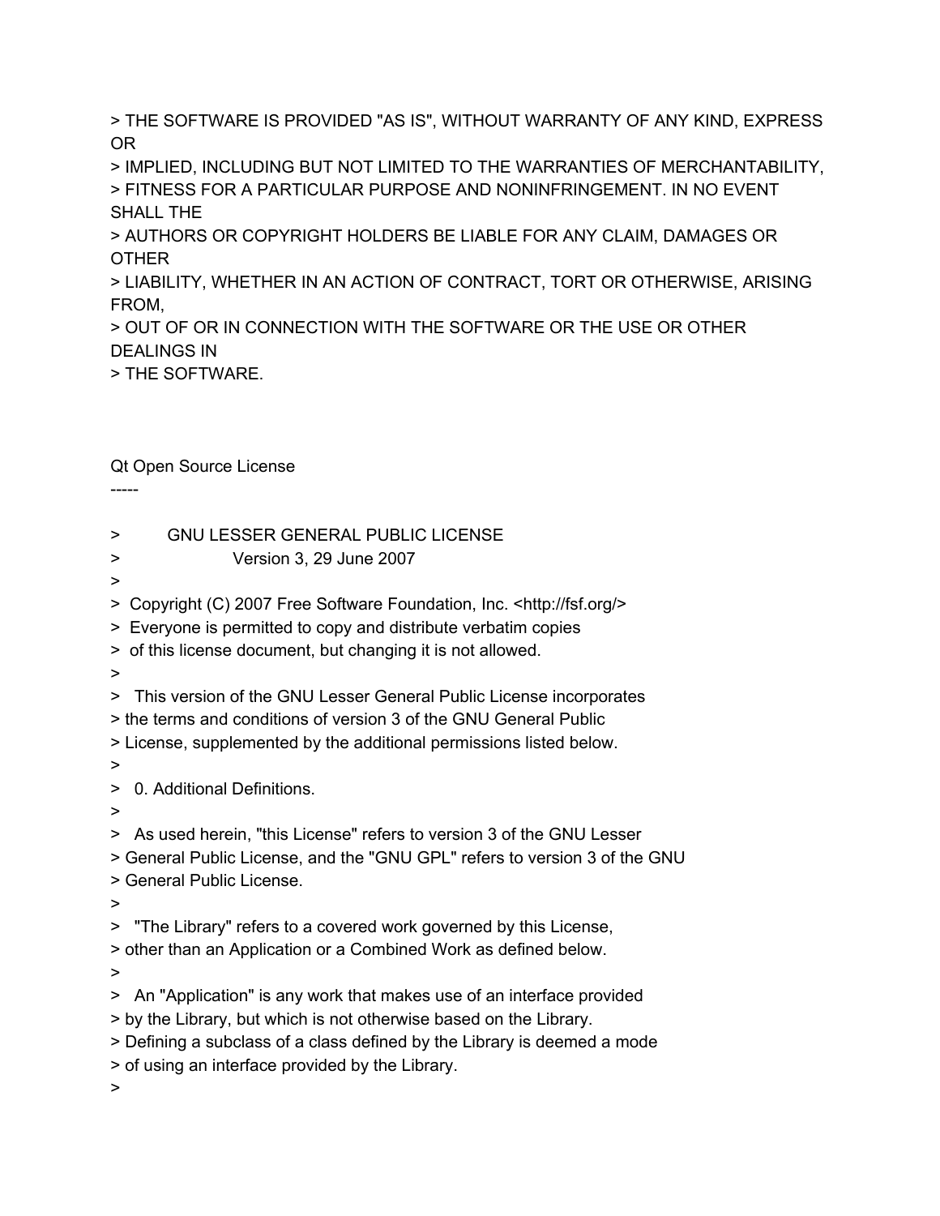> THE SOFTWARE IS PROVIDED "AS IS", WITHOUT WARRANTY OF ANY KIND, EXPRESS OR
> IMPLIED, INCLUDING BUT NOT LIMITED TO THE WARRANTIES OF MERCHANTABILITY,
> FITNESS FOR A PARTICULAR PURPOSE AND NONINFRINGEMENT. IN NO EVENT SHALL THE
> AUTHORS OR COPYRIGHT HOLDERS BE LIABLE FOR ANY CLAIM, DAMAGES OR OTHER
> LIABILITY, WHETHER IN AN ACTION OF CONTRACT, TORT OR OTHERWISE, ARISING FROM,
> OUT OF OR IN CONNECTION WITH THE SOFTWARE OR THE USE OR OTHER DEALINGS IN
> THE SOFTWARE.

Qt Open Source License
-----

> GNU LESSER GENERAL PUBLIC LICENSE
> Version 3, 29 June 2007
>
> Copyright (C) 2007 Free Software Foundation, Inc. <http://fsf.org/>
> Everyone is permitted to copy and distribute verbatim copies
> of this license document, but changing it is not allowed.
>
> This version of the GNU Lesser General Public License incorporates
> the terms and conditions of version 3 of the GNU General Public
> License, supplemented by the additional permissions listed below.
>
> 0. Additional Definitions.
>
> As used herein, "this License" refers to version 3 of the GNU Lesser
> General Public License, and the "GNU GPL" refers to version 3 of the GNU
> General Public License.
>
> "The Library" refers to a covered work governed by this License,
> other than an Application or a Combined Work as defined below.
>
> An "Application" is any work that makes use of an interface provided
> by the Library, but which is not otherwise based on the Library.
> Defining a subclass of a class defined by the Library is deemed a mode
> of using an interface provided by the Library.
>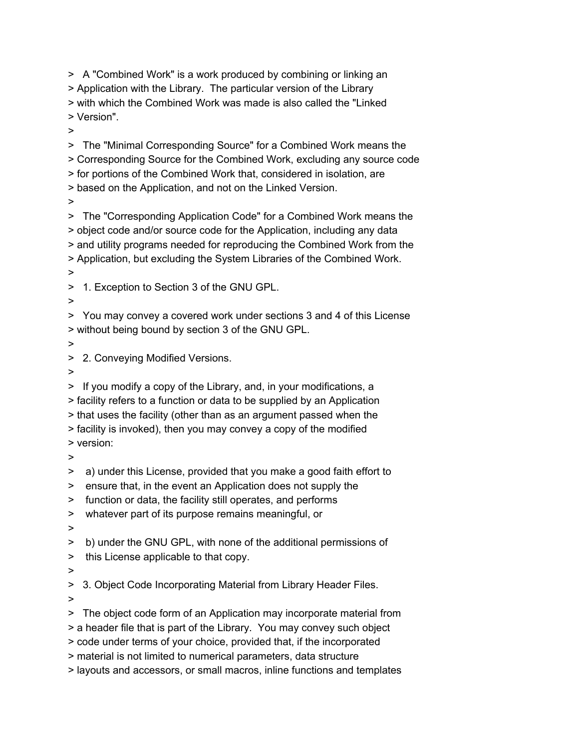> A "Combined Work" is a work produced by combining or linking an
> Application with the Library. The particular version of the Library
> with which the Combined Work was made is also called the "Linked
> Version".
>
> The "Minimal Corresponding Source" for a Combined Work means the
> Corresponding Source for the Combined Work, excluding any source code
> for portions of the Combined Work that, considered in isolation, are
> based on the Application, and not on the Linked Version.
>
> The "Corresponding Application Code" for a Combined Work means the
> object code and/or source code for the Application, including any data
> and utility programs needed for reproducing the Combined Work from the
> Application, but excluding the System Libraries of the Combined Work.
>
> 1. Exception to Section 3 of the GNU GPL.
>
> You may convey a covered work under sections 3 and 4 of this License
> without being bound by section 3 of the GNU GPL.
>
> 2. Conveying Modified Versions.
>
> If you modify a copy of the Library, and, in your modifications, a
> facility refers to a function or data to be supplied by an Application
> that uses the facility (other than as an argument passed when the
> facility is invoked), then you may convey a copy of the modified
> version:
>
> a) under this License, provided that you make a good faith effort to
> ensure that, in the event an Application does not supply the
> function or data, the facility still operates, and performs
> whatever part of its purpose remains meaningful, or
>
> b) under the GNU GPL, with none of the additional permissions of
> this License applicable to that copy.
>
> 3. Object Code Incorporating Material from Library Header Files.
>
> The object code form of an Application may incorporate material from
> a header file that is part of the Library. You may convey such object
> code under terms of your choice, provided that, if the incorporated
> material is not limited to numerical parameters, data structure
> layouts and accessors, or small macros, inline functions and templates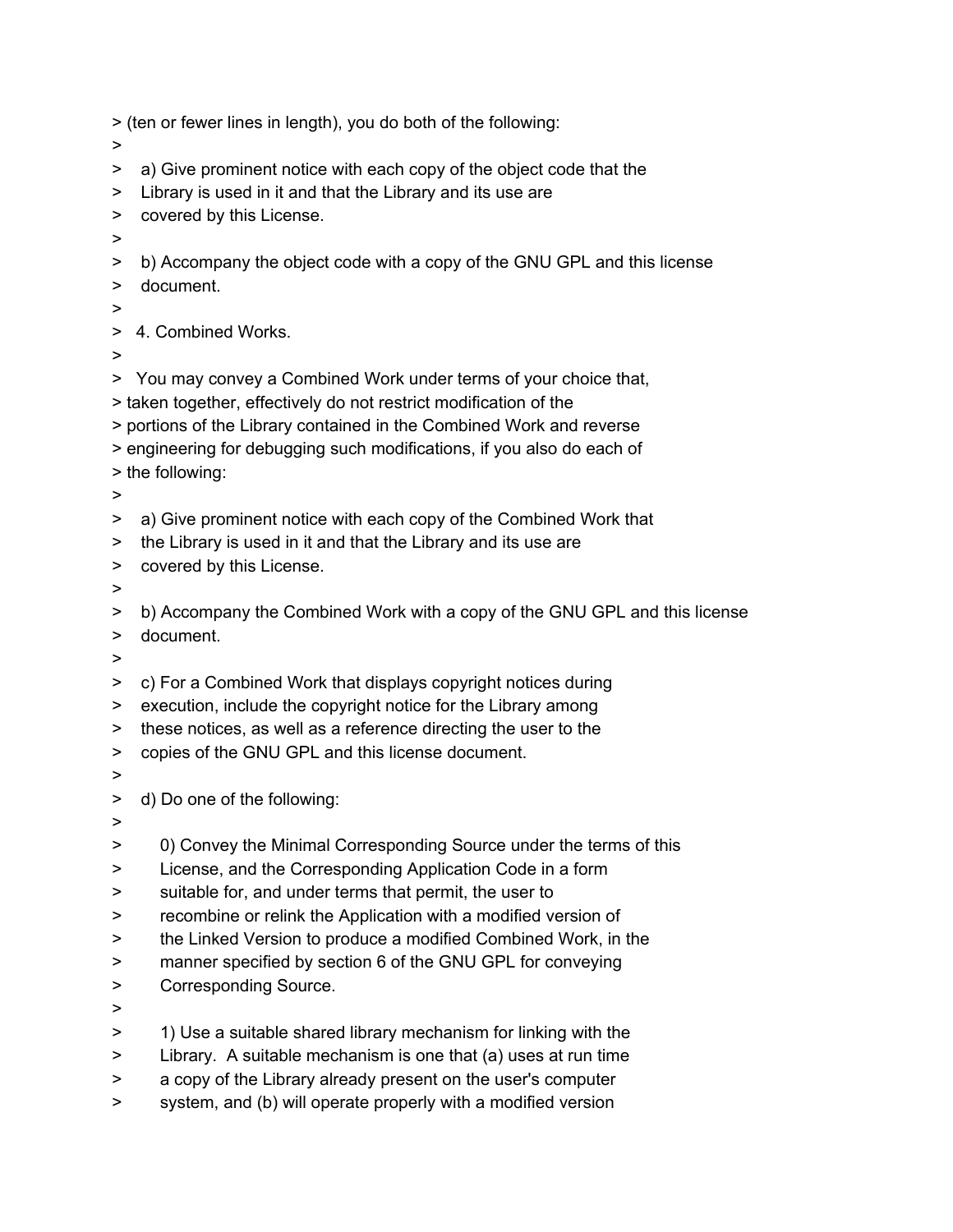> (ten or fewer lines in length), you do both of the following:
>
>    a) Give prominent notice with each copy of the object code that the
>    Library is used in it and that the Library and its use are
>    covered by this License.
>
>    b) Accompany the object code with a copy of the GNU GPL and this license
>    document.
>
>   4. Combined Works.
>
>   You may convey a Combined Work under terms of your choice that,
> taken together, effectively do not restrict modification of the
> portions of the Library contained in the Combined Work and reverse
> engineering for debugging such modifications, if you also do each of
> the following:
>
>    a) Give prominent notice with each copy of the Combined Work that
>    the Library is used in it and that the Library and its use are
>    covered by this License.
>
>    b) Accompany the Combined Work with a copy of the GNU GPL and this license
>    document.
>
>    c) For a Combined Work that displays copyright notices during
>    execution, include the copyright notice for the Library among
>    these notices, as well as a reference directing the user to the
>    copies of the GNU GPL and this license document.
>
>    d) Do one of the following:
>
>        0) Convey the Minimal Corresponding Source under the terms of this
>        License, and the Corresponding Application Code in a form
>        suitable for, and under terms that permit, the user to
>        recombine or relink the Application with a modified version of
>        the Linked Version to produce a modified Combined Work, in the
>        manner specified by section 6 of the GNU GPL for conveying
>        Corresponding Source.
>
>        1) Use a suitable shared library mechanism for linking with the
>        Library.  A suitable mechanism is one that (a) uses at run time
>        a copy of the Library already present on the user's computer
>        system, and (b) will operate properly with a modified version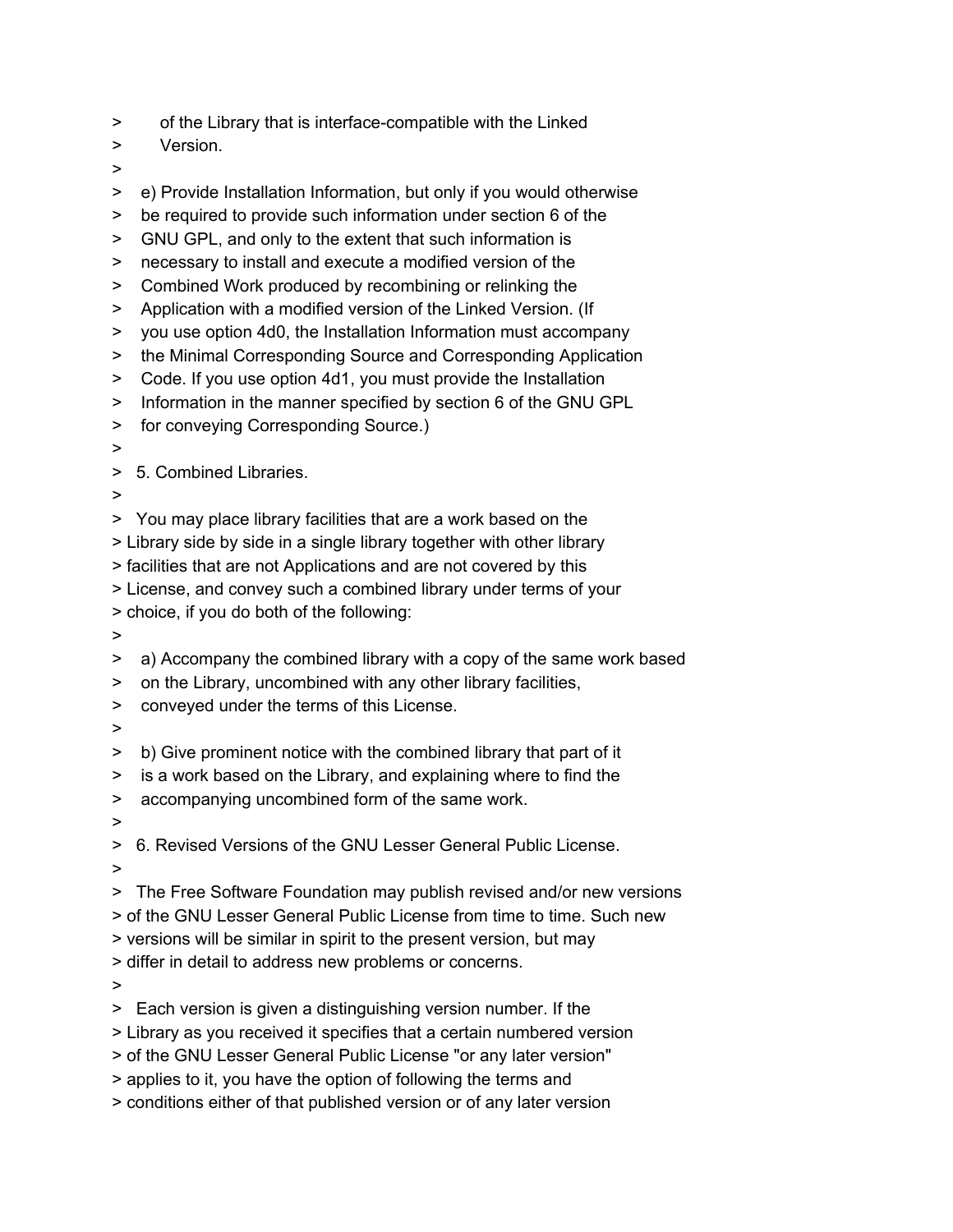> of the Library that is interface-compatible with the Linked
> Version.
>
> e) Provide Installation Information, but only if you would otherwise
> be required to provide such information under section 6 of the
> GNU GPL, and only to the extent that such information is
> necessary to install and execute a modified version of the
> Combined Work produced by recombining or relinking the
> Application with a modified version of the Linked Version. (If
> you use option 4d0, the Installation Information must accompany
> the Minimal Corresponding Source and Corresponding Application
> Code. If you use option 4d1, you must provide the Installation
> Information in the manner specified by section 6 of the GNU GPL
> for conveying Corresponding Source.)
>
> 5. Combined Libraries.
>
> You may place library facilities that are a work based on the
> Library side by side in a single library together with other library
> facilities that are not Applications and are not covered by this
> License, and convey such a combined library under terms of your
> choice, if you do both of the following:
>
> a) Accompany the combined library with a copy of the same work based
> on the Library, uncombined with any other library facilities,
> conveyed under the terms of this License.
>
> b) Give prominent notice with the combined library that part of it
> is a work based on the Library, and explaining where to find the
> accompanying uncombined form of the same work.
>
> 6. Revised Versions of the GNU Lesser General Public License.
>
> The Free Software Foundation may publish revised and/or new versions
> of the GNU Lesser General Public License from time to time. Such new
> versions will be similar in spirit to the present version, but may
> differ in detail to address new problems or concerns.
>
> Each version is given a distinguishing version number. If the
> Library as you received it specifies that a certain numbered version
> of the GNU Lesser General Public License "or any later version"
> applies to it, you have the option of following the terms and
> conditions either of that published version or of any later version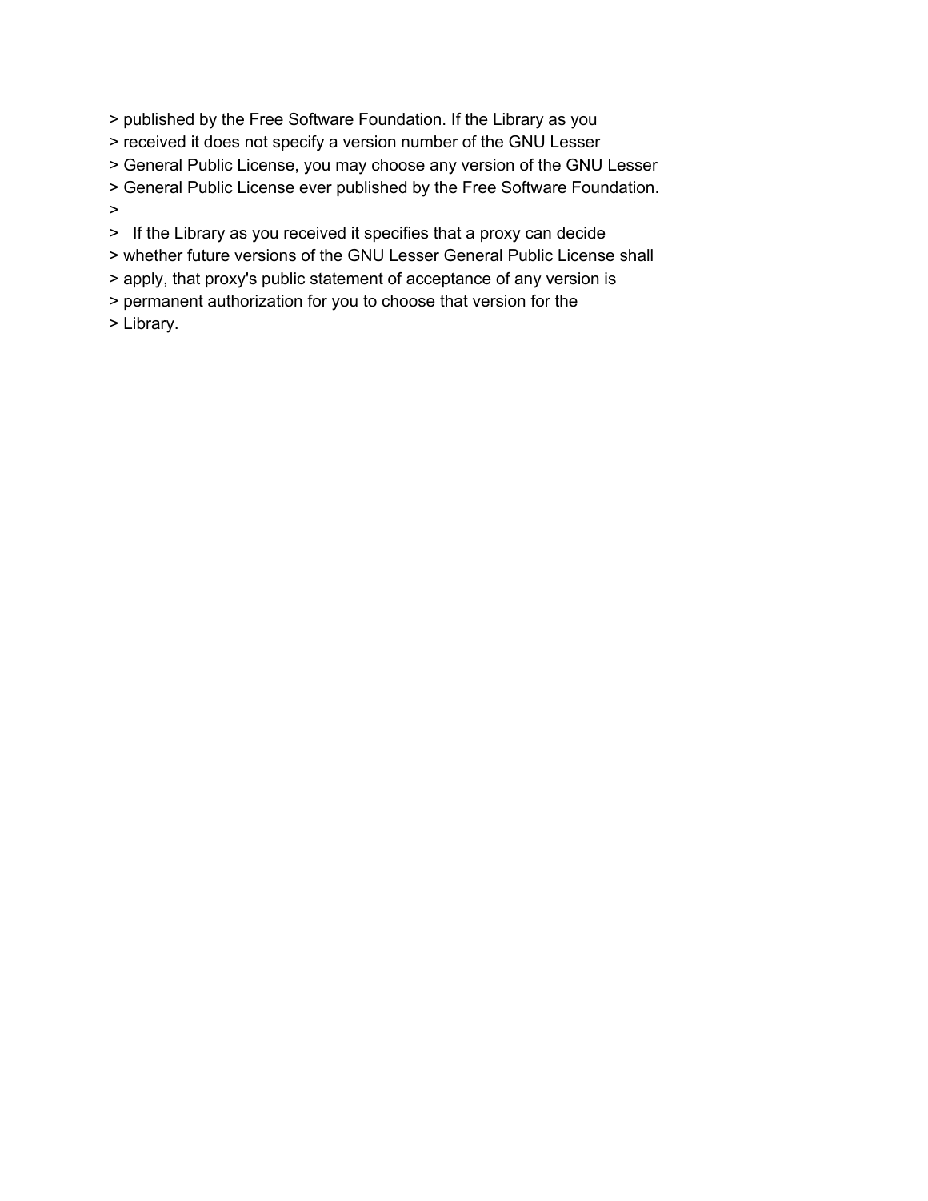> published by the Free Software Foundation. If the Library as you
> received it does not specify a version number of the GNU Lesser
> General Public License, you may choose any version of the GNU Lesser
> General Public License ever published by the Free Software Foundation.
>
> If the Library as you received it specifies that a proxy can decide
> whether future versions of the GNU Lesser General Public License shall
> apply, that proxy's public statement of acceptance of any version is
> permanent authorization for you to choose that version for the
> Library.